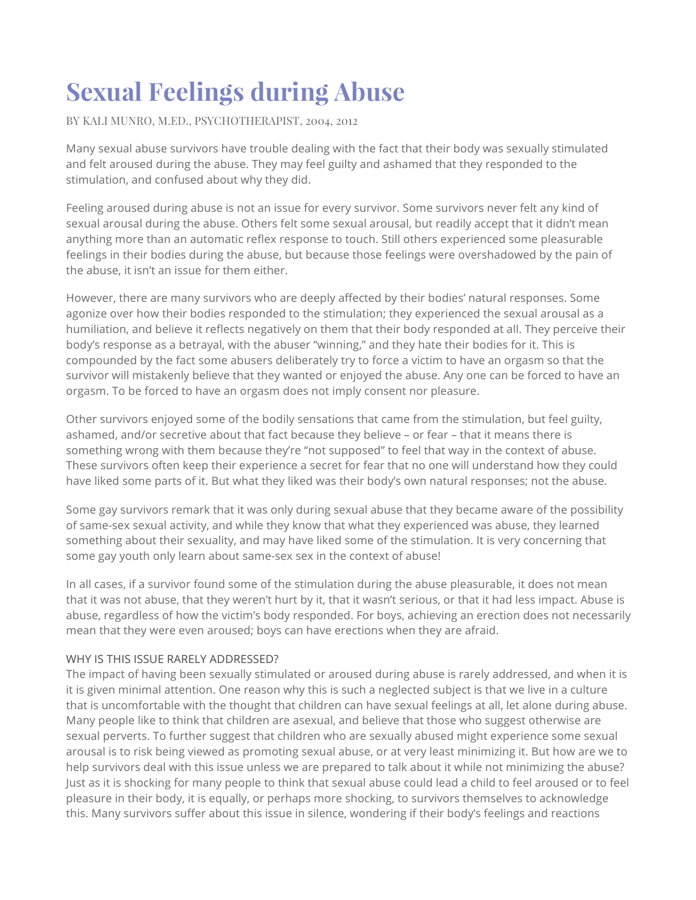# Sexual Feelings during Abuse

BY KALI MUNRO, M.ED., PSYCHOTHERAPIST, 2004, 2012

Many sexual abuse survivors have trouble dealing with the fact that their body was sexually stimulated and felt aroused during the abuse. They may feel guilty and ashamed that they responded to the stimulation, and confused about why they did.

Feeling aroused during abuse is not an issue for every survivor. Some survivors never felt any kind of sexual arousal during the abuse. Others felt some sexual arousal, but readily accept that it didn't mean anything more than an automatic reflex response to touch. Still others experienced some pleasurable feelings in their bodies during the abuse, but because those feelings were overshadowed by the pain of the abuse, it isn't an issue for them either.

However, there are many survivors who are deeply affected by their bodies' natural responses. Some agonize over how their bodies responded to the stimulation; they experienced the sexual arousal as a humiliation, and believe it reflects negatively on them that their body responded at all. They perceive their body's response as a betrayal, with the abuser "winning," and they hate their bodies for it. This is compounded by the fact some abusers deliberately try to force a victim to have an orgasm so that the survivor will mistakenly believe that they wanted or enjoyed the abuse. Any one can be forced to have an orgasm. To be forced to have an orgasm does not imply consent nor pleasure.

Other survivors enjoyed some of the bodily sensations that came from the stimulation, but feel guilty, ashamed, and/or secretive about that fact because they believe – or fear – that it means there is something wrong with them because they're "not supposed" to feel that way in the context of abuse. These survivors often keep their experience a secret for fear that no one will understand how they could have liked some parts of it. But what they liked was their body's own natural responses; not the abuse.

Some gay survivors remark that it was only during sexual abuse that they became aware of the possibility of same-sex sexual activity, and while they know that what they experienced was abuse, they learned something about their sexuality, and may have liked some of the stimulation. It is very concerning that some gay youth only learn about same-sex sex in the context of abuse!

In all cases, if a survivor found some of the stimulation during the abuse pleasurable, it does not mean that it was not abuse, that they weren't hurt by it, that it wasn't serious, or that it had less impact. Abuse is abuse, regardless of how the victim's body responded. For boys, achieving an erection does not necessarily mean that they were even aroused; boys can have erections when they are afraid.

WHY IS THIS ISSUE RARELY ADDRESSED?

The impact of having been sexually stimulated or aroused during abuse is rarely addressed, and when it is it is given minimal attention. One reason why this is such a neglected subject is that we live in a culture that is uncomfortable with the thought that children can have sexual feelings at all, let alone during abuse. Many people like to think that children are asexual, and believe that those who suggest otherwise are sexual perverts. To further suggest that children who are sexually abused might experience some sexual arousal is to risk being viewed as promoting sexual abuse, or at very least minimizing it. But how are we to help survivors deal with this issue unless we are prepared to talk about it while not minimizing the abuse? Just as it is shocking for many people to think that sexual abuse could lead a child to feel aroused or to feel pleasure in their body, it is equally, or perhaps more shocking, to survivors themselves to acknowledge this. Many survivors suffer about this issue in silence, wondering if their body's feelings and reactions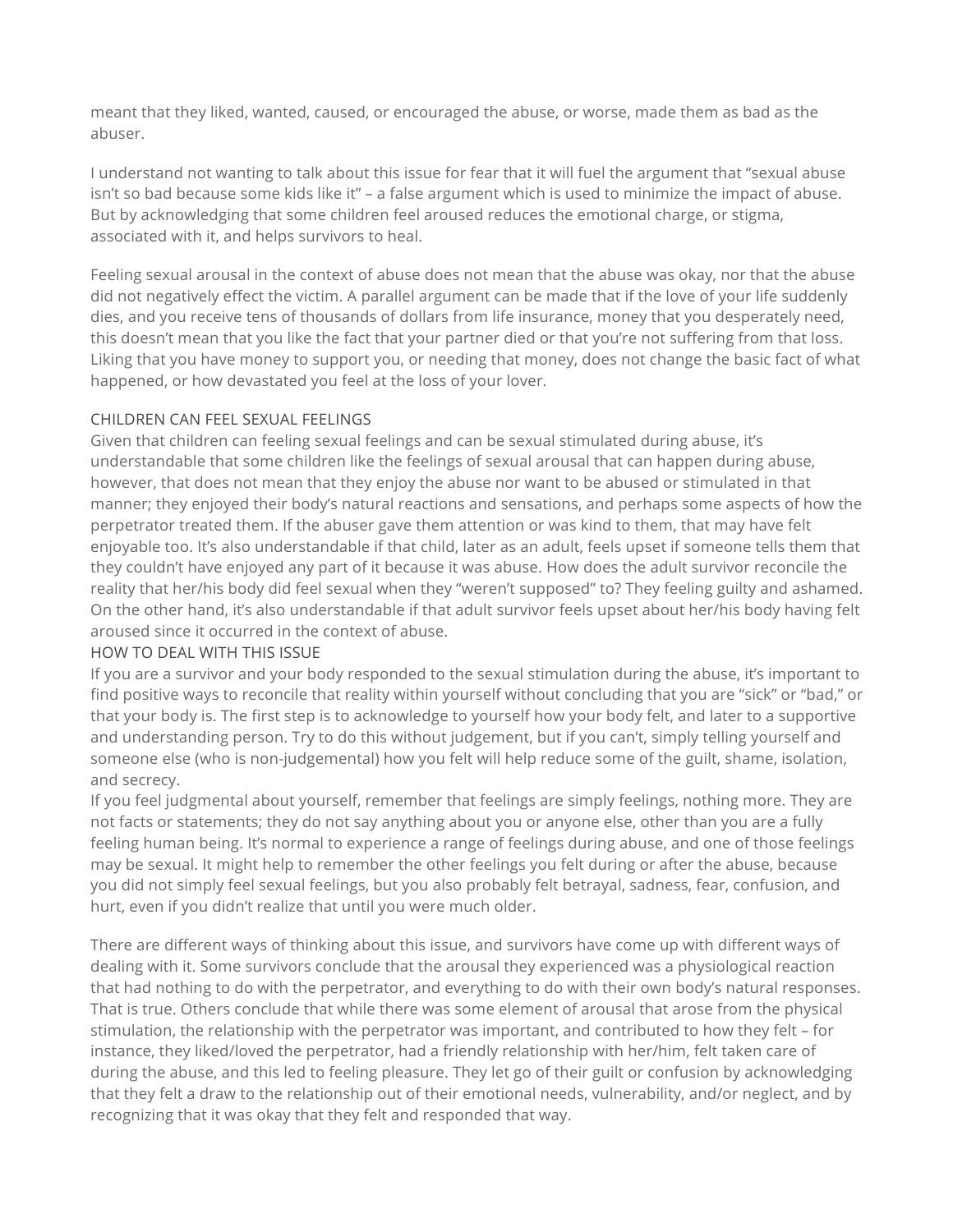meant that they liked, wanted, caused, or encouraged the abuse, or worse, made them as bad as the abuser.

I understand not wanting to talk about this issue for fear that it will fuel the argument that "sexual abuse isn't so bad because some kids like it" – a false argument which is used to minimize the impact of abuse. But by acknowledging that some children feel aroused reduces the emotional charge, or stigma, associated with it, and helps survivors to heal.

Feeling sexual arousal in the context of abuse does not mean that the abuse was okay, nor that the abuse did not negatively effect the victim. A parallel argument can be made that if the love of your life suddenly dies, and you receive tens of thousands of dollars from life insurance, money that you desperately need, this doesn't mean that you like the fact that your partner died or that you're not suffering from that loss. Liking that you have money to support you, or needing that money, does not change the basic fact of what happened, or how devastated you feel at the loss of your lover.

## CHILDREN CAN FEEL SEXUAL FEELINGS

Given that children can feeling sexual feelings and can be sexual stimulated during abuse, it's understandable that some children like the feelings of sexual arousal that can happen during abuse, however, that does not mean that they enjoy the abuse nor want to be abused or stimulated in that manner; they enjoyed their body's natural reactions and sensations, and perhaps some aspects of how the perpetrator treated them. If the abuser gave them attention or was kind to them, that may have felt enjoyable too. It's also understandable if that child, later as an adult, feels upset if someone tells them that they couldn't have enjoyed any part of it because it was abuse. How does the adult survivor reconcile the reality that her/his body did feel sexual when they "weren't supposed" to? They feeling guilty and ashamed. On the other hand, it's also understandable if that adult survivor feels upset about her/his body having felt aroused since it occurred in the context of abuse.

## HOW TO DEAL WITH THIS ISSUE

If you are a survivor and your body responded to the sexual stimulation during the abuse, it's important to find positive ways to reconcile that reality within yourself without concluding that you are "sick" or "bad," or that your body is. The first step is to acknowledge to yourself how your body felt, and later to a supportive and understanding person. Try to do this without judgement, but if you can't, simply telling yourself and someone else (who is non-judgemental) how you felt will help reduce some of the guilt, shame, isolation, and secrecy.

If you feel judgmental about yourself, remember that feelings are simply feelings, nothing more. They are not facts or statements; they do not say anything about you or anyone else, other than you are a fully feeling human being. It's normal to experience a range of feelings during abuse, and one of those feelings may be sexual. It might help to remember the other feelings you felt during or after the abuse, because you did not simply feel sexual feelings, but you also probably felt betrayal, sadness, fear, confusion, and hurt, even if you didn't realize that until you were much older.

There are different ways of thinking about this issue, and survivors have come up with different ways of dealing with it. Some survivors conclude that the arousal they experienced was a physiological reaction that had nothing to do with the perpetrator, and everything to do with their own body's natural responses. That is true. Others conclude that while there was some element of arousal that arose from the physical stimulation, the relationship with the perpetrator was important, and contributed to how they felt – for instance, they liked/loved the perpetrator, had a friendly relationship with her/him, felt taken care of during the abuse, and this led to feeling pleasure. They let go of their guilt or confusion by acknowledging that they felt a draw to the relationship out of their emotional needs, vulnerability, and/or neglect, and by recognizing that it was okay that they felt and responded that way.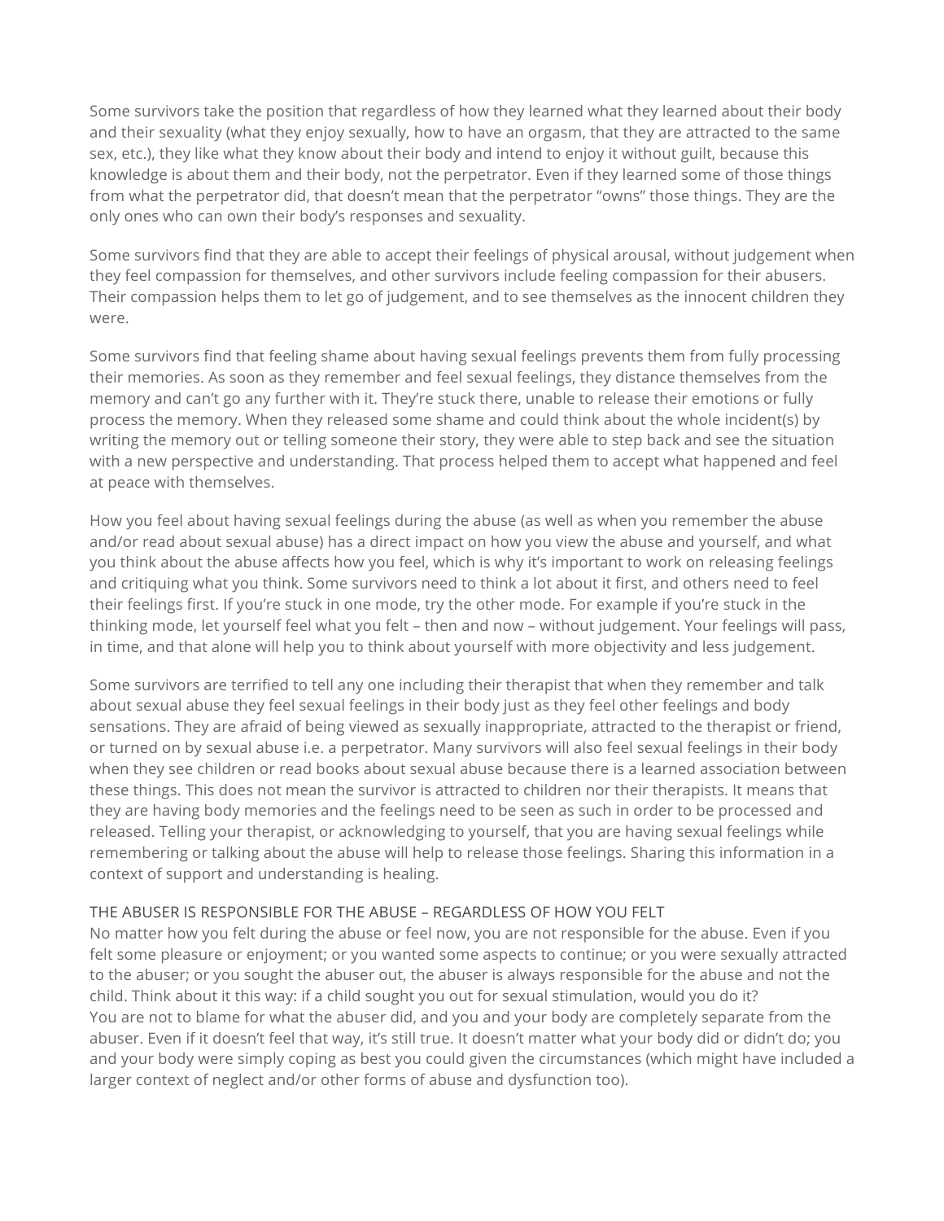Some survivors take the position that regardless of how they learned what they learned about their body and their sexuality (what they enjoy sexually, how to have an orgasm, that they are attracted to the same sex, etc.), they like what they know about their body and intend to enjoy it without guilt, because this knowledge is about them and their body, not the perpetrator. Even if they learned some of those things from what the perpetrator did, that doesn't mean that the perpetrator "owns" those things. They are the only ones who can own their body's responses and sexuality.

Some survivors find that they are able to accept their feelings of physical arousal, without judgement when they feel compassion for themselves, and other survivors include feeling compassion for their abusers. Their compassion helps them to let go of judgement, and to see themselves as the innocent children they were.

Some survivors find that feeling shame about having sexual feelings prevents them from fully processing their memories. As soon as they remember and feel sexual feelings, they distance themselves from the memory and can't go any further with it. They're stuck there, unable to release their emotions or fully process the memory. When they released some shame and could think about the whole incident(s) by writing the memory out or telling someone their story, they were able to step back and see the situation with a new perspective and understanding. That process helped them to accept what happened and feel at peace with themselves.

How you feel about having sexual feelings during the abuse (as well as when you remember the abuse and/or read about sexual abuse) has a direct impact on how you view the abuse and yourself, and what you think about the abuse affects how you feel, which is why it's important to work on releasing feelings and critiquing what you think. Some survivors need to think a lot about it first, and others need to feel their feelings first. If you're stuck in one mode, try the other mode. For example if you're stuck in the thinking mode, let yourself feel what you felt – then and now – without judgement. Your feelings will pass, in time, and that alone will help you to think about yourself with more objectivity and less judgement.

Some survivors are terrified to tell any one including their therapist that when they remember and talk about sexual abuse they feel sexual feelings in their body just as they feel other feelings and body sensations. They are afraid of being viewed as sexually inappropriate, attracted to the therapist or friend, or turned on by sexual abuse i.e. a perpetrator. Many survivors will also feel sexual feelings in their body when they see children or read books about sexual abuse because there is a learned association between these things. This does not mean the survivor is attracted to children nor their therapists. It means that they are having body memories and the feelings need to be seen as such in order to be processed and released. Telling your therapist, or acknowledging to yourself, that you are having sexual feelings while remembering or talking about the abuse will help to release those feelings. Sharing this information in a context of support and understanding is healing.

## THE ABUSER IS RESPONSIBLE FOR THE ABUSE – REGARDLESS OF HOW YOU FELT

No matter how you felt during the abuse or feel now, you are not responsible for the abuse. Even if you felt some pleasure or enjoyment; or you wanted some aspects to continue; or you were sexually attracted to the abuser; or you sought the abuser out, the abuser is always responsible for the abuse and not the child. Think about it this way: if a child sought you out for sexual stimulation, would you do it?

You are not to blame for what the abuser did, and you and your body are completely separate from the abuser. Even if it doesn't feel that way, it's still true. It doesn't matter what your body did or didn't do; you and your body were simply coping as best you could given the circumstances (which might have included a larger context of neglect and/or other forms of abuse and dysfunction too).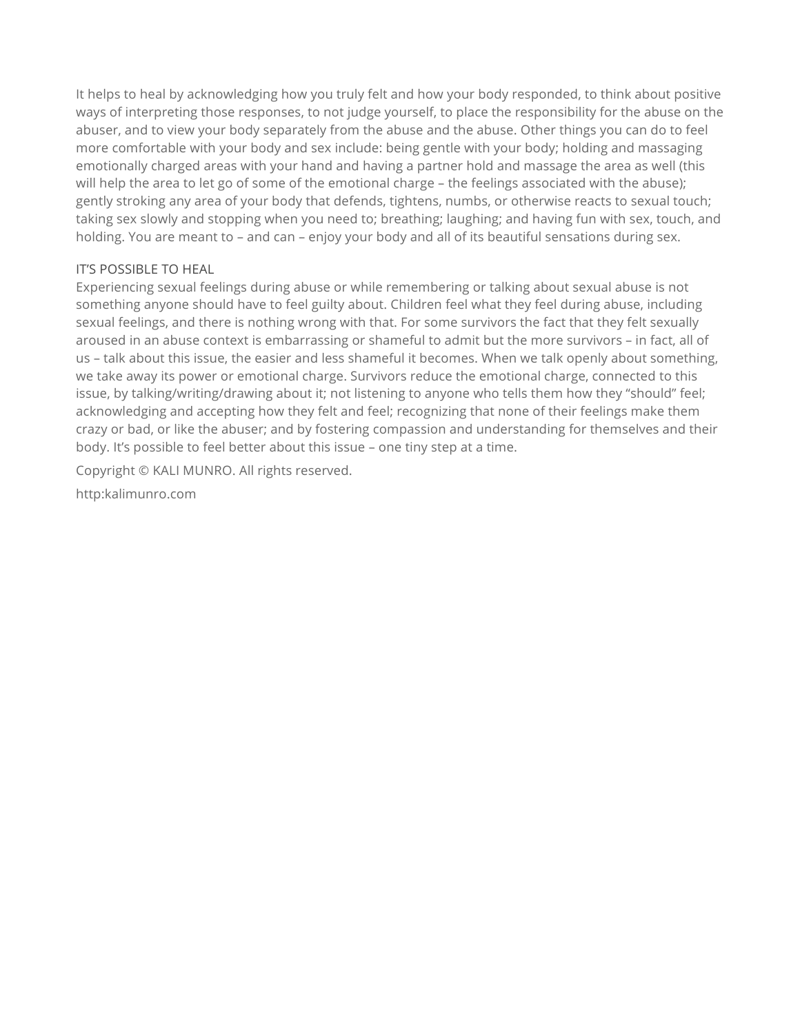It helps to heal by acknowledging how you truly felt and how your body responded, to think about positive ways of interpreting those responses, to not judge yourself, to place the responsibility for the abuse on the abuser, and to view your body separately from the abuse and the abuse. Other things you can do to feel more comfortable with your body and sex include: being gentle with your body; holding and massaging emotionally charged areas with your hand and having a partner hold and massage the area as well (this will help the area to let go of some of the emotional charge – the feelings associated with the abuse); gently stroking any area of your body that defends, tightens, numbs, or otherwise reacts to sexual touch; taking sex slowly and stopping when you need to; breathing; laughing; and having fun with sex, touch, and holding. You are meant to – and can – enjoy your body and all of its beautiful sensations during sex.

## IT'S POSSIBLE TO HEAL

Experiencing sexual feelings during abuse or while remembering or talking about sexual abuse is not something anyone should have to feel guilty about. Children feel what they feel during abuse, including sexual feelings, and there is nothing wrong with that. For some survivors the fact that they felt sexually aroused in an abuse context is embarrassing or shameful to admit but the more survivors – in fact, all of us – talk about this issue, the easier and less shameful it becomes. When we talk openly about something, we take away its power or emotional charge. Survivors reduce the emotional charge, connected to this issue, by talking/writing/drawing about it; not listening to anyone who tells them how they "should" feel; acknowledging and accepting how they felt and feel; recognizing that none of their feelings make them crazy or bad, or like the abuser; and by fostering compassion and understanding for themselves and their body. It's possible to feel better about this issue – one tiny step at a time.

Copyright © KALI MUNRO. All rights reserved.

http:kalimunro.com